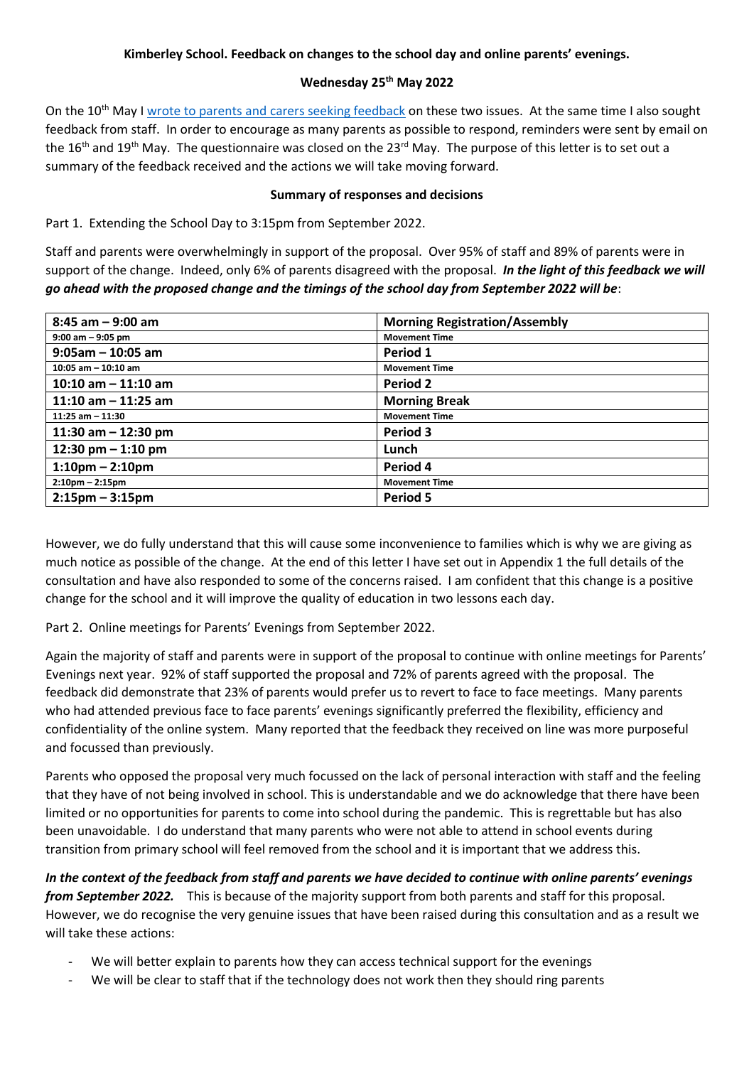**Kimberley School. Feedback on changes to the school day and online parents' evenings.**

**Wednesday 25th May 2022**

On the 10th May I [wrote to parents and carers seeking feedback] on these two issues. At the same time I also sought feedback from staff. In order to encourage as many parents as possible to respond, reminders were sent by email on the 16th and 19th May. The questionnaire was closed on the 23rd May. The purpose of this letter is to set out a summary of the feedback received and the actions we will take moving forward.

**Summary of responses and decisions**

Part 1. Extending the School Day to 3:15pm from September 2022.

Staff and parents were overwhelmingly in support of the proposal. Over 95% of staff and 89% of parents were in support of the change. Indeed, only 6% of parents disagreed with the proposal. ***In the light of this feedback we will go ahead with the proposed change and the timings of the school day from September 2022 will be***:

| | |
|---|---|
| **8:45 am – 9:00 am** | **Morning Registration/Assembly** |
| **9:00 am – 9:05 pm** | **Movement Time** |
| **9:05am – 10:05 am** | **Period 1** |
| **10:05 am – 10:10 am** | **Movement Time** |
| **10:10 am – 11:10 am** | **Period 2** |
| **11:10 am – 11:25 am** | **Morning Break** |
| **11:25 am – 11:30** | **Movement Time** |
| **11:30 am – 12:30 pm** | **Period 3** |
| **12:30 pm – 1:10 pm** | **Lunch** |
| **1:10pm – 2:10pm** | **Period 4** |
| **2:10pm – 2:15pm** | **Movement Time** |
| **2:15pm – 3:15pm** | **Period 5** |

However, we do fully understand that this will cause some inconvenience to families which is why we are giving as much notice as possible of the change. At the end of this letter I have set out in Appendix 1 the full details of the consultation and have also responded to some of the concerns raised. I am confident that this change is a positive change for the school and it will improve the quality of education in two lessons each day.

Part 2. Online meetings for Parents' Evenings from September 2022.

Again the majority of staff and parents were in support of the proposal to continue with online meetings for Parents' Evenings next year. 92% of staff supported the proposal and 72% of parents agreed with the proposal. The feedback did demonstrate that 23% of parents would prefer us to revert to face to face meetings. Many parents who had attended previous face to face parents' evenings significantly preferred the flexibility, efficiency and confidentiality of the online system. Many reported that the feedback they received on line was more purposeful and focussed than previously.

Parents who opposed the proposal very much focussed on the lack of personal interaction with staff and the feeling that they have of not being involved in school. This is understandable and we do acknowledge that there have been limited or no opportunities for parents to come into school during the pandemic. This is regrettable but has also been unavoidable. I do understand that many parents who were not able to attend in school events during transition from primary school will feel removed from the school and it is important that we address this.

***In the context of the feedback from staff and parents we have decided to continue with online parents' evenings from September 2022.*** This is because of the majority support from both parents and staff for this proposal. However, we do recognise the very genuine issues that have been raised during this consultation and as a result we will take these actions:

- We will better explain to parents how they can access technical support for the evenings
- We will be clear to staff that if the technology does not work then they should ring parents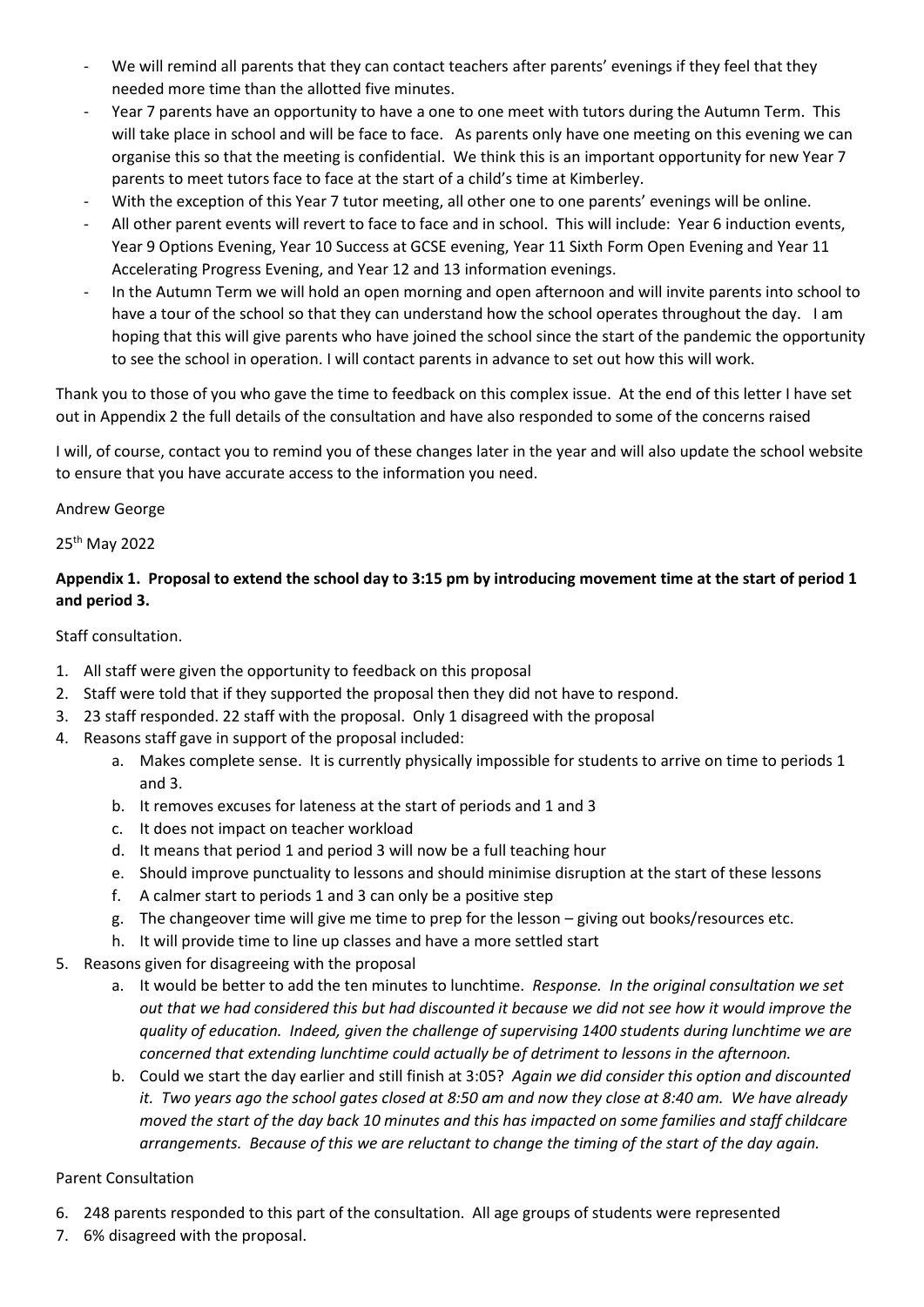- We will remind all parents that they can contact teachers after parents' evenings if they feel that they needed more time than the allotted five minutes.
- Year 7 parents have an opportunity to have a one to one meet with tutors during the Autumn Term. This will take place in school and will be face to face. As parents only have one meeting on this evening we can organise this so that the meeting is confidential. We think this is an important opportunity for new Year 7 parents to meet tutors face to face at the start of a child's time at Kimberley.
- With the exception of this Year 7 tutor meeting, all other one to one parents' evenings will be online.
- All other parent events will revert to face to face and in school. This will include: Year 6 induction events, Year 9 Options Evening, Year 10 Success at GCSE evening, Year 11 Sixth Form Open Evening and Year 11 Accelerating Progress Evening, and Year 12 and 13 information evenings.
- In the Autumn Term we will hold an open morning and open afternoon and will invite parents into school to have a tour of the school so that they can understand how the school operates throughout the day. I am hoping that this will give parents who have joined the school since the start of the pandemic the opportunity to see the school in operation. I will contact parents in advance to set out how this will work.

Thank you to those of you who gave the time to feedback on this complex issue. At the end of this letter I have set out in Appendix 2 the full details of the consultation and have also responded to some of the concerns raised

I will, of course, contact you to remind you of these changes later in the year and will also update the school website to ensure that you have accurate access to the information you need.

Andrew George

25th May 2022

**Appendix 1. Proposal to extend the school day to 3:15 pm by introducing movement time at the start of period 1 and period 3.**

Staff consultation.

1. All staff were given the opportunity to feedback on this proposal
2. Staff were told that if they supported the proposal then they did not have to respond.
3. 23 staff responded. 22 staff with the proposal. Only 1 disagreed with the proposal
4. Reasons staff gave in support of the proposal included:
   a. Makes complete sense. It is currently physically impossible for students to arrive on time to periods 1 and 3.
   b. It removes excuses for lateness at the start of periods and 1 and 3
   c. It does not impact on teacher workload
   d. It means that period 1 and period 3 will now be a full teaching hour
   e. Should improve punctuality to lessons and should minimise disruption at the start of these lessons
   f. A calmer start to periods 1 and 3 can only be a positive step
   g. The changeover time will give me time to prep for the lesson – giving out books/resources etc.
   h. It will provide time to line up classes and have a more settled start
5. Reasons given for disagreeing with the proposal
   a. It would be better to add the ten minutes to lunchtime. *Response. In the original consultation we set out that we had considered this but had discounted it because we did not see how it would improve the quality of education. Indeed, given the challenge of supervising 1400 students during lunchtime we are concerned that extending lunchtime could actually be of detriment to lessons in the afternoon.*
   b. Could we start the day earlier and still finish at 3:05? *Again we did consider this option and discounted it. Two years ago the school gates closed at 8:50 am and now they close at 8:40 am. We have already moved the start of the day back 10 minutes and this has impacted on some families and staff childcare arrangements. Because of this we are reluctant to change the timing of the start of the day again.*

Parent Consultation

6. 248 parents responded to this part of the consultation. All age groups of students were represented
7. 6% disagreed with the proposal.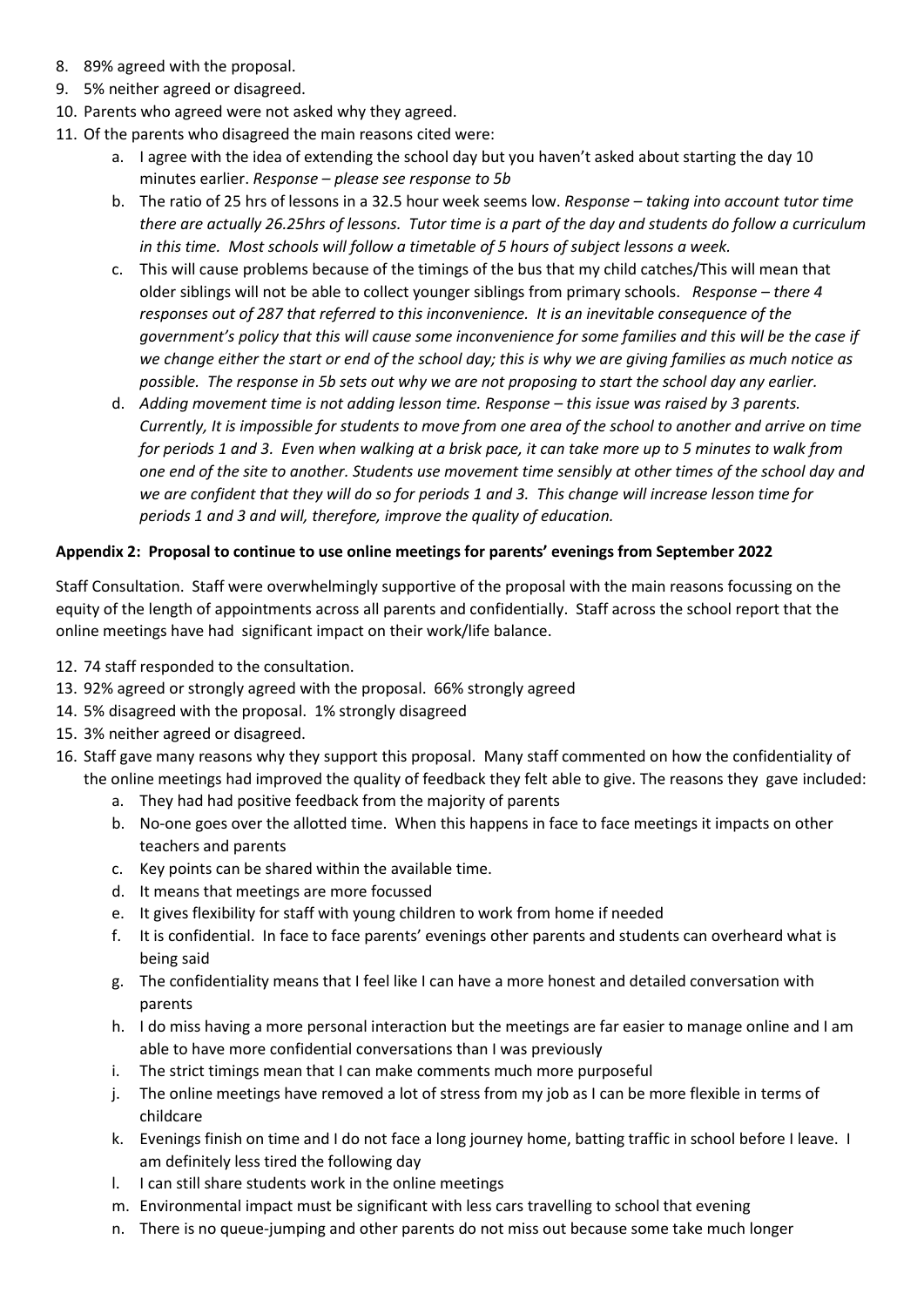8. 89% agreed with the proposal.
9. 5% neither agreed or disagreed.
10. Parents who agreed were not asked why they agreed.
11. Of the parents who disagreed the main reasons cited were:
    a. I agree with the idea of extending the school day but you haven't asked about starting the day 10 minutes earlier. *Response – please see response to 5b*
    b. The ratio of 25 hrs of lessons in a 32.5 hour week seems low. *Response – taking into account tutor time there are actually 26.25hrs of lessons. Tutor time is a part of the day and students do follow a curriculum in this time. Most schools will follow a timetable of 5 hours of subject lessons a week.*
    c. This will cause problems because of the timings of the bus that my child catches/This will mean that older siblings will not be able to collect younger siblings from primary schools. *Response – there 4 responses out of 287 that referred to this inconvenience. It is an inevitable consequence of the government's policy that this will cause some inconvenience for some families and this will be the case if we change either the start or end of the school day; this is why we are giving families as much notice as possible. The response in 5b sets out why we are not proposing to start the school day any earlier.*
    d. *Adding movement time is not adding lesson time. Response – this issue was raised by 3 parents. Currently, It is impossible for students to move from one area of the school to another and arrive on time for periods 1 and 3. Even when walking at a brisk pace, it can take more up to 5 minutes to walk from one end of the site to another. Students use movement time sensibly at other times of the school day and we are confident that they will do so for periods 1 and 3. This change will increase lesson time for periods 1 and 3 and will, therefore, improve the quality of education.*

**Appendix 2: Proposal to continue to use online meetings for parents' evenings from September 2022**

Staff Consultation. Staff were overwhelmingly supportive of the proposal with the main reasons focussing on the equity of the length of appointments across all parents and confidentially. Staff across the school report that the online meetings have had significant impact on their work/life balance.

12. 74 staff responded to the consultation.
13. 92% agreed or strongly agreed with the proposal. 66% strongly agreed
14. 5% disagreed with the proposal. 1% strongly disagreed
15. 3% neither agreed or disagreed.
16. Staff gave many reasons why they support this proposal. Many staff commented on how the confidentiality of the online meetings had improved the quality of feedback they felt able to give. The reasons they gave included:
    a. They had had positive feedback from the majority of parents
    b. No-one goes over the allotted time. When this happens in face to face meetings it impacts on other teachers and parents
    c. Key points can be shared within the available time.
    d. It means that meetings are more focussed
    e. It gives flexibility for staff with young children to work from home if needed
    f. It is confidential. In face to face parents' evenings other parents and students can overheard what is being said
    g. The confidentiality means that I feel like I can have a more honest and detailed conversation with parents
    h. I do miss having a more personal interaction but the meetings are far easier to manage online and I am able to have more confidential conversations than I was previously
    i. The strict timings mean that I can make comments much more purposeful
    j. The online meetings have removed a lot of stress from my job as I can be more flexible in terms of childcare
    k. Evenings finish on time and I do not face a long journey home, batting traffic in school before I leave. I am definitely less tired the following day
    l. I can still share students work in the online meetings
    m. Environmental impact must be significant with less cars travelling to school that evening
    n. There is no queue-jumping and other parents do not miss out because some take much longer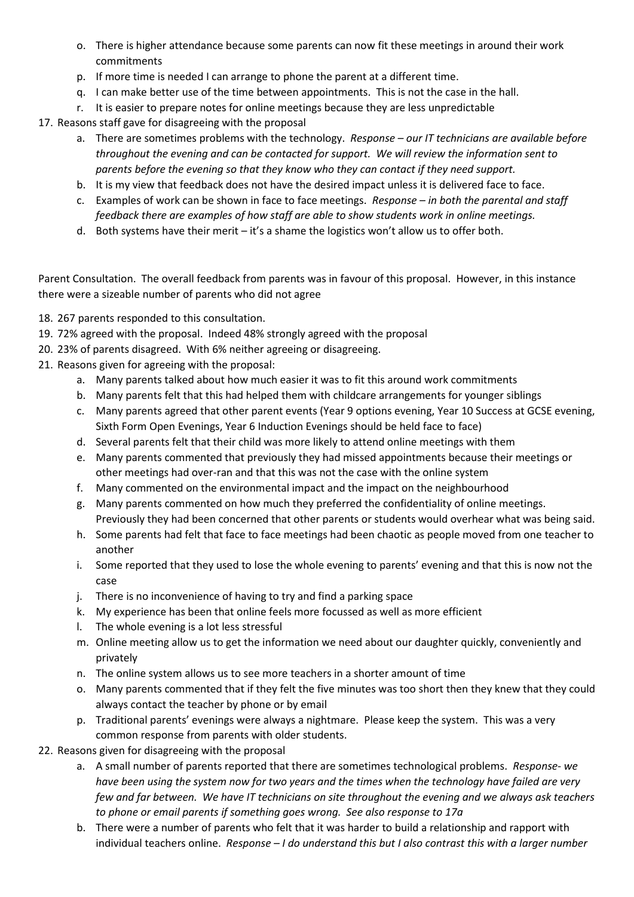o. There is higher attendance because some parents can now fit these meetings in around their work commitments
   p. If more time is needed I can arrange to phone the parent at a different time.
   q. I can make better use of the time between appointments. This is not the case in the hall.
   r. It is easier to prepare notes for online meetings because they are less unpredictable
17. Reasons staff gave for disagreeing with the proposal
   a. There are sometimes problems with the technology. *Response – our IT technicians are available before throughout the evening and can be contacted for support. We will review the information sent to parents before the evening so that they know who they can contact if they need support.*
   b. It is my view that feedback does not have the desired impact unless it is delivered face to face.
   c. Examples of work can be shown in face to face meetings. *Response – in both the parental and staff feedback there are examples of how staff are able to show students work in online meetings.*
   d. Both systems have their merit – it's a shame the logistics won't allow us to offer both.

Parent Consultation. The overall feedback from parents was in favour of this proposal. However, in this instance there were a sizeable number of parents who did not agree

18. 267 parents responded to this consultation.
19. 72% agreed with the proposal. Indeed 48% strongly agreed with the proposal
20. 23% of parents disagreed. With 6% neither agreeing or disagreeing.
21. Reasons given for agreeing with the proposal:
   a. Many parents talked about how much easier it was to fit this around work commitments
   b. Many parents felt that this had helped them with childcare arrangements for younger siblings
   c. Many parents agreed that other parent events (Year 9 options evening, Year 10 Success at GCSE evening, Sixth Form Open Evenings, Year 6 Induction Evenings should be held face to face)
   d. Several parents felt that their child was more likely to attend online meetings with them
   e. Many parents commented that previously they had missed appointments because their meetings or other meetings had over-ran and that this was not the case with the online system
   f. Many commented on the environmental impact and the impact on the neighbourhood
   g. Many parents commented on how much they preferred the confidentiality of online meetings. Previously they had been concerned that other parents or students would overhear what was being said.
   h. Some parents had felt that face to face meetings had been chaotic as people moved from one teacher to another
   i. Some reported that they used to lose the whole evening to parents' evening and that this is now not the case
   j. There is no inconvenience of having to try and find a parking space
   k. My experience has been that online feels more focussed as well as more efficient
   l. The whole evening is a lot less stressful
   m. Online meeting allow us to get the information we need about our daughter quickly, conveniently and privately
   n. The online system allows us to see more teachers in a shorter amount of time
   o. Many parents commented that if they felt the five minutes was too short then they knew that they could always contact the teacher by phone or by email
   p. Traditional parents' evenings were always a nightmare. Please keep the system. This was a very common response from parents with older students.
22. Reasons given for disagreeing with the proposal
   a. A small number of parents reported that there are sometimes technological problems. *Response- we have been using the system now for two years and the times when the technology have failed are very few and far between. We have IT technicians on site throughout the evening and we always ask teachers to phone or email parents if something goes wrong. See also response to 17a*
   b. There were a number of parents who felt that it was harder to build a relationship and rapport with individual teachers online. *Response – I do understand this but I also contrast this with a larger number*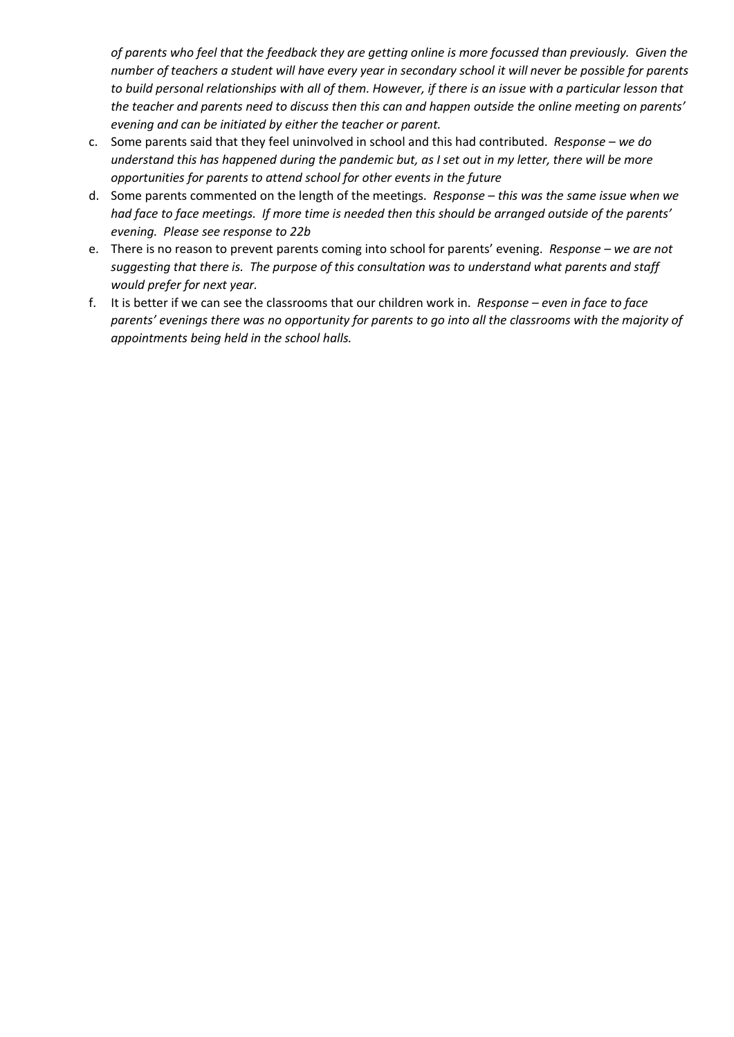*of parents who feel that the feedback they are getting online is more focussed than previously. Given the number of teachers a student will have every year in secondary school it will never be possible for parents to build personal relationships with all of them. However, if there is an issue with a particular lesson that the teacher and parents need to discuss then this can and happen outside the online meeting on parents' evening and can be initiated by either the teacher or parent.*

c. Some parents said that they feel uninvolved in school and this had contributed. *Response – we do understand this has happened during the pandemic but, as I set out in my letter, there will be more opportunities for parents to attend school for other events in the future*
d. Some parents commented on the length of the meetings. *Response – this was the same issue when we had face to face meetings. If more time is needed then this should be arranged outside of the parents' evening. Please see response to 22b*
e. There is no reason to prevent parents coming into school for parents' evening. *Response – we are not suggesting that there is. The purpose of this consultation was to understand what parents and staff would prefer for next year.*
f. It is better if we can see the classrooms that our children work in. *Response – even in face to face parents' evenings there was no opportunity for parents to go into all the classrooms with the majority of appointments being held in the school halls.*